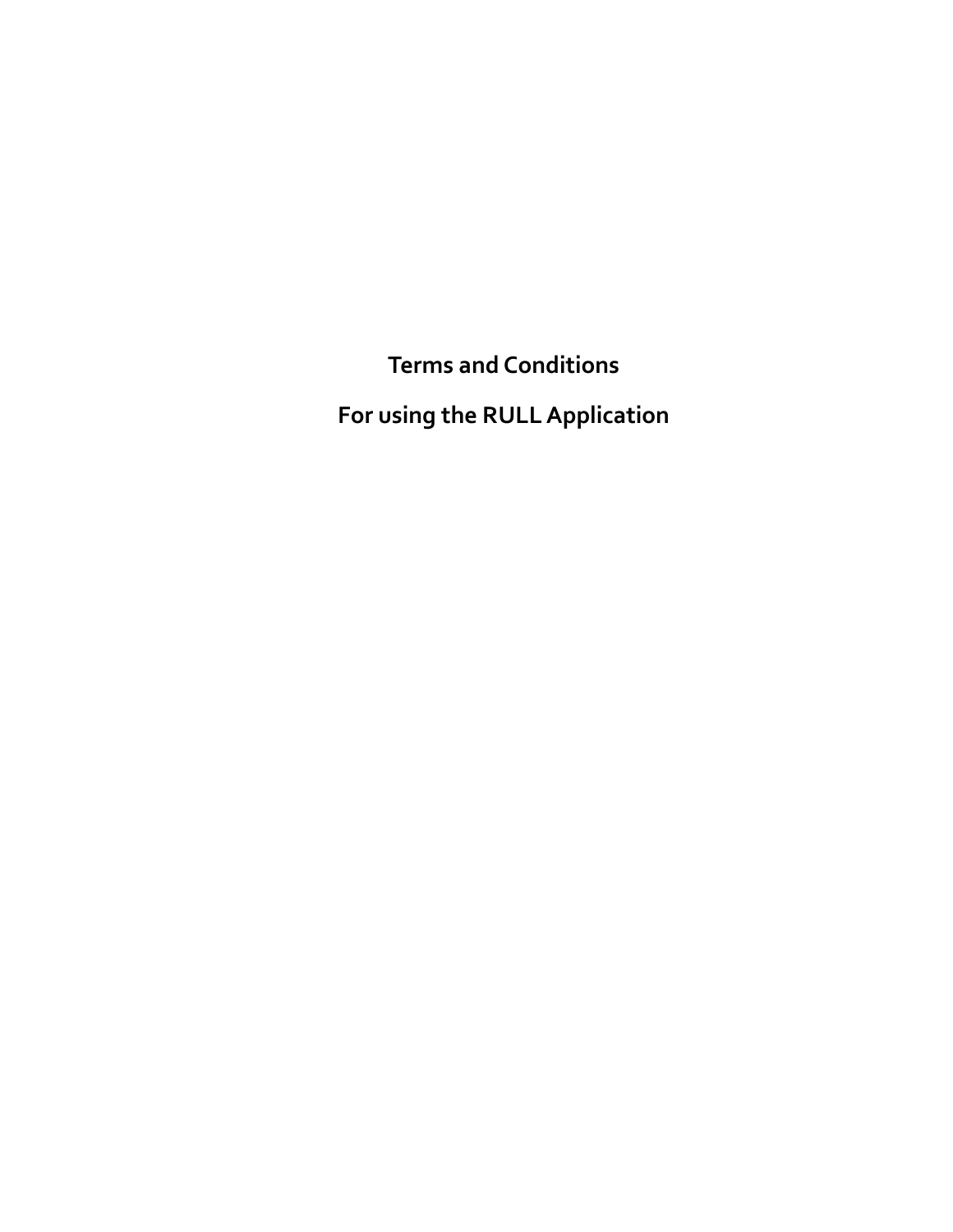# Terms and Conditions

# For using the RULL Application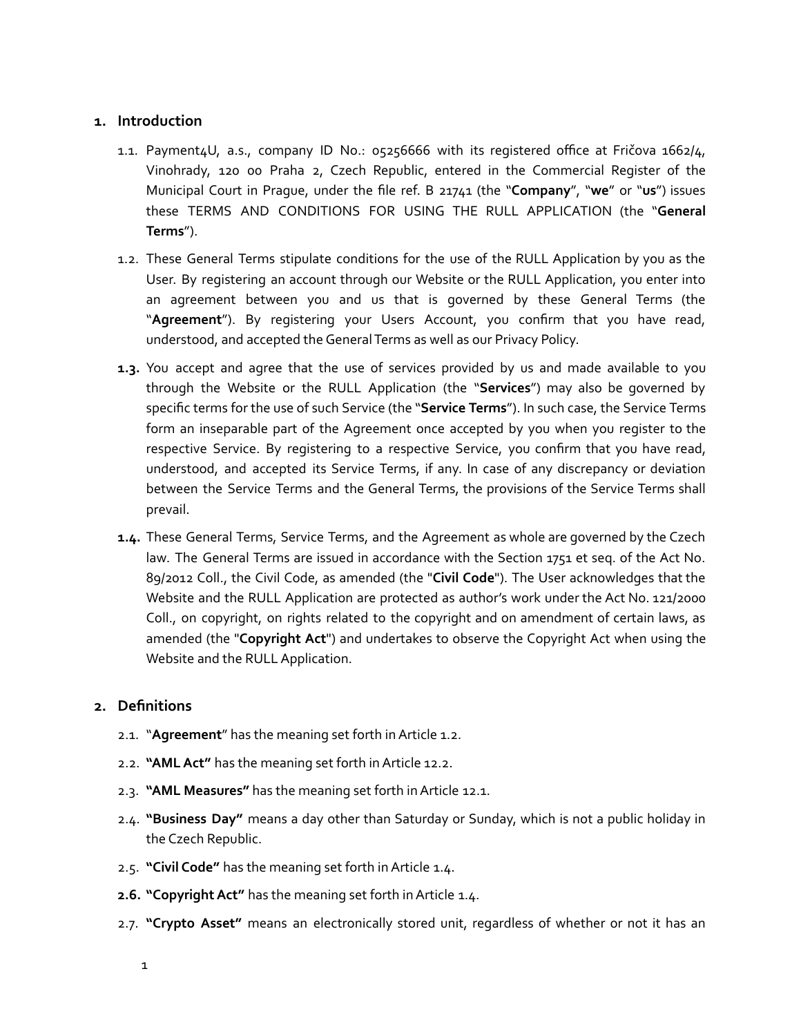## 1. Introduction

1.1. Payment4U, a.s., company ID No.: 05256666 with its registered office at Fričova 1662/4, Vinohrady, 120 00 Praha 2, Czech Republic, entered in the Commercial Register of the Municipal Court in Prague, under the file ref. B 21741 (the "**Company**", "**we**" or "**us**") issues these TERMS AND CONDITIONS FOR USING THE RULL APPLICATION (the "**General Terms**").

1.2. These General Terms stipulate conditions for the use of the RULL Application by you as the User. By registering an account through our Website or the RULL Application, you enter into an agreement between you and us that is governed by these General Terms (the "**Agreement**"). By registering your Users Account, you confirm that you have read, understood, and accepted the General Terms as well as our Privacy Policy.

**1.3.** You accept and agree that the use of services provided by us and made available to you through the Website or the RULL Application (the "**Services**") may also be governed by specific terms for the use of such Service (the "**Service Terms**"). In such case, the Service Terms form an inseparable part of the Agreement once accepted by you when you register to the respective Service. By registering to a respective Service, you confirm that you have read, understood, and accepted its Service Terms, if any. In case of any discrepancy or deviation between the Service Terms and the General Terms, the provisions of the Service Terms shall prevail.

**1.4.** These General Terms, Service Terms, and the Agreement as whole are governed by the Czech law. The General Terms are issued in accordance with the Section 1751 et seq. of the Act No. 89/2012 Coll., the Civil Code, as amended (the "**Civil Code**"). The User acknowledges that the Website and the RULL Application are protected as author's work under the Act No. 121/2000 Coll., on copyright, on rights related to the copyright and on amendment of certain laws, as amended (the "**Copyright Act**") and undertakes to observe the Copyright Act when using the Website and the RULL Application.

## 2. Definitions

2.1. "**Agreement**" has the meaning set forth in Article 1.2.

2.2. **"AML Act"** has the meaning set forth in Article 12.2.

2.3. **"AML Measures"** has the meaning set forth in Article 12.1.

2.4. **"Business Day"** means a day other than Saturday or Sunday, which is not a public holiday in the Czech Republic.

2.5. **"Civil Code"** has the meaning set forth in Article 1.4.

**2.6.** **"Copyright Act"** has the meaning set forth in Article 1.4.

2.7. **"Crypto Asset"** means an electronically stored unit, regardless of whether or not it has an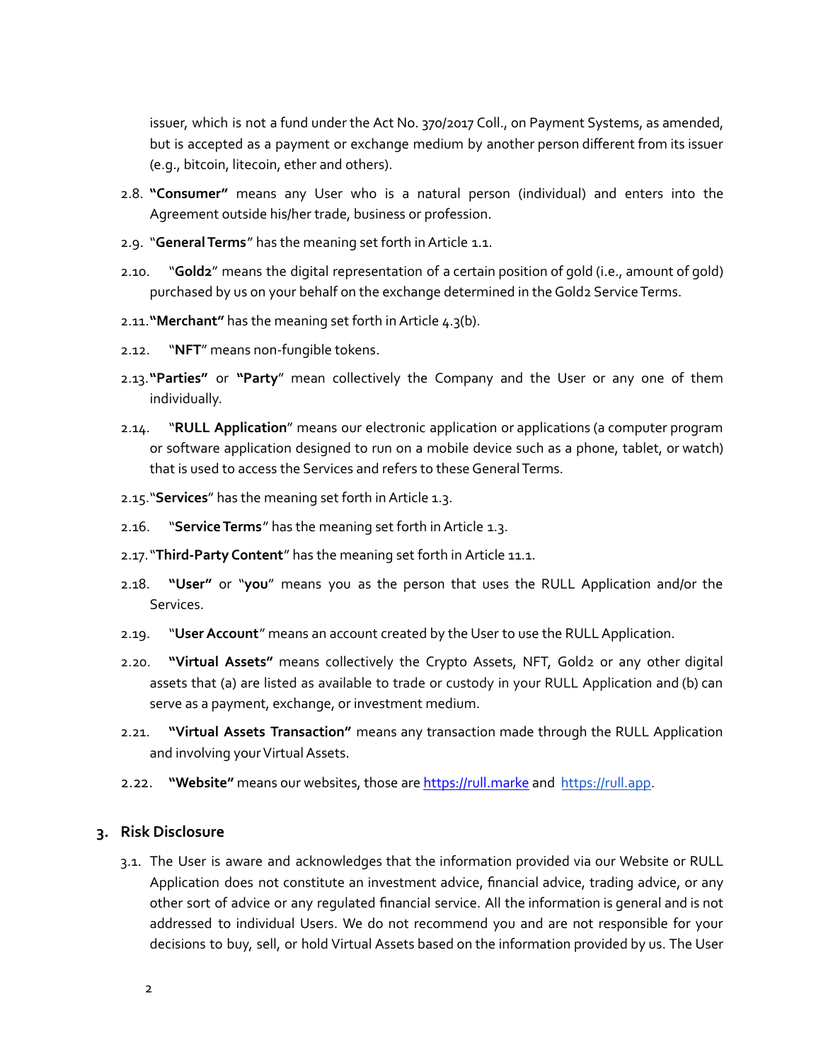issuer, which is not a fund under the Act No. 370/2017 Coll., on Payment Systems, as amended, but is accepted as a payment or exchange medium by another person different from its issuer (e.g., bitcoin, litecoin, ether and others).

2.8. **"Consumer"** means any User who is a natural person (individual) and enters into the Agreement outside his/her trade, business or profession.

2.9. "**General Terms**" has the meaning set forth in Article 1.1.

2.10. "**Gold2**" means the digital representation of a certain position of gold (i.e., amount of gold) purchased by us on your behalf on the exchange determined in the Gold2 Service Terms.

2.11. **"Merchant"** has the meaning set forth in Article 4.3(b).

2.12. "**NFT**" means non-fungible tokens.

2.13. **"Parties"** or **"Party**" mean collectively the Company and the User or any one of them individually.

2.14. "**RULL Application**" means our electronic application or applications (a computer program or software application designed to run on a mobile device such as a phone, tablet, or watch) that is used to access the Services and refers to these General Terms.

2.15. "**Services**" has the meaning set forth in Article 1.3.

2.16. "**Service Terms**" has the meaning set forth in Article 1.3.

2.17. "**Third-Party Content**" has the meaning set forth in Article 11.1.

2.18. **"User"** or "**you**" means you as the person that uses the RULL Application and/or the Services.

2.19. "**User Account**" means an account created by the User to use the RULL Application.

2.20. **"Virtual Assets"** means collectively the Crypto Assets, NFT, Gold2 or any other digital assets that (a) are listed as available to trade or custody in your RULL Application and (b) can serve as a payment, exchange, or investment medium.

2.21. **"Virtual Assets Transaction"** means any transaction made through the RULL Application and involving your Virtual Assets.

2.22. **"Website"** means our websites, those are https://rull.marke and https://rull.app.

## 3. Risk Disclosure

3.1. The User is aware and acknowledges that the information provided via our Website or RULL Application does not constitute an investment advice, financial advice, trading advice, or any other sort of advice or any regulated financial service. All the information is general and is not addressed to individual Users. We do not recommend you and are not responsible for your decisions to buy, sell, or hold Virtual Assets based on the information provided by us. The User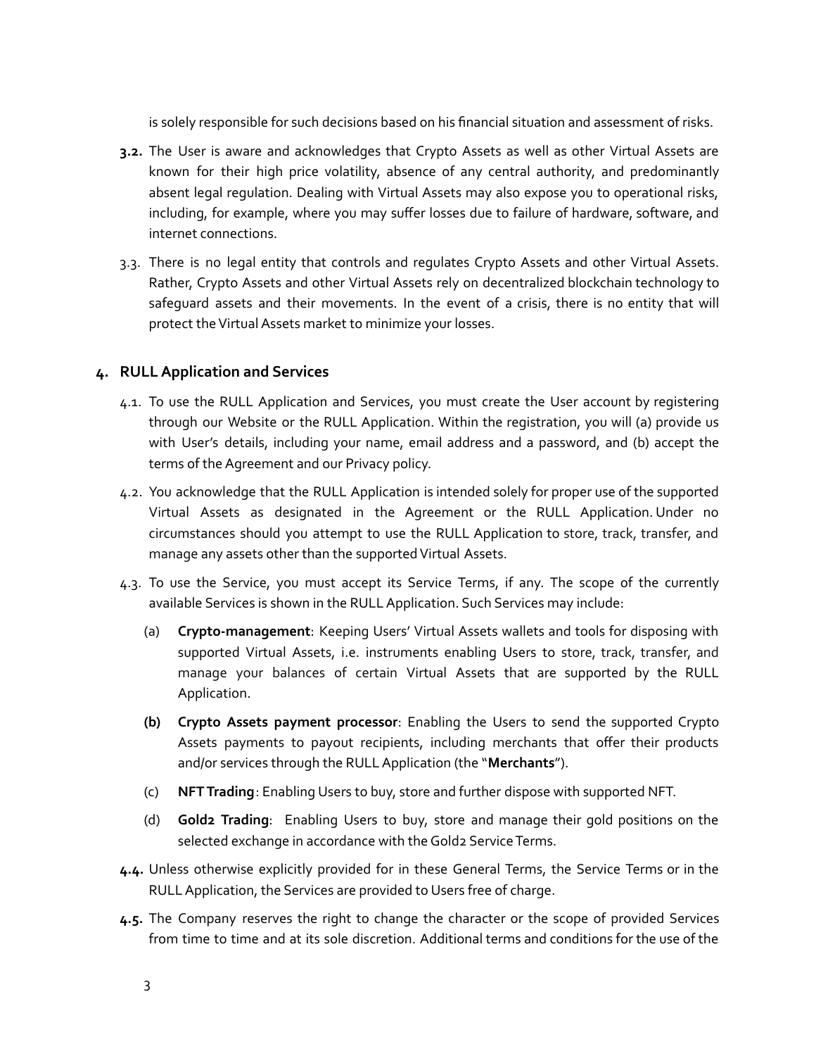is solely responsible for such decisions based on his financial situation and assessment of risks.

**3.2.** The User is aware and acknowledges that Crypto Assets as well as other Virtual Assets are known for their high price volatility, absence of any central authority, and predominantly absent legal regulation. Dealing with Virtual Assets may also expose you to operational risks, including, for example, where you may suffer losses due to failure of hardware, software, and internet connections.

3.3. There is no legal entity that controls and regulates Crypto Assets and other Virtual Assets. Rather, Crypto Assets and other Virtual Assets rely on decentralized blockchain technology to safeguard assets and their movements. In the event of a crisis, there is no entity that will protect the Virtual Assets market to minimize your losses.

## 4. RULL Application and Services

4.1. To use the RULL Application and Services, you must create the User account by registering through our Website or the RULL Application. Within the registration, you will (a) provide us with User's details, including your name, email address and a password, and (b) accept the terms of the Agreement and our Privacy policy.

4.2. You acknowledge that the RULL Application is intended solely for proper use of the supported Virtual Assets as designated in the Agreement or the RULL Application. Under no circumstances should you attempt to use the RULL Application to store, track, transfer, and manage any assets other than the supported Virtual Assets.

4.3. To use the Service, you must accept its Service Terms, if any. The scope of the currently available Services is shown in the RULL Application. Such Services may include:

(a) **Crypto-management**: Keeping Users' Virtual Assets wallets and tools for disposing with supported Virtual Assets, i.e. instruments enabling Users to store, track, transfer, and manage your balances of certain Virtual Assets that are supported by the RULL Application.

**(b)** **Crypto Assets payment processor**: Enabling the Users to send the supported Crypto Assets payments to payout recipients, including merchants that offer their products and/or services through the RULL Application (the "**Merchants**").

(c) **NFT Trading**: Enabling Users to buy, store and further dispose with supported NFT.

(d) **Gold2 Trading**: Enabling Users to buy, store and manage their gold positions on the selected exchange in accordance with the Gold2 Service Terms.

**4.4.** Unless otherwise explicitly provided for in these General Terms, the Service Terms or in the RULL Application, the Services are provided to Users free of charge.

**4.5.** The Company reserves the right to change the character or the scope of provided Services from time to time and at its sole discretion. Additional terms and conditions for the use of the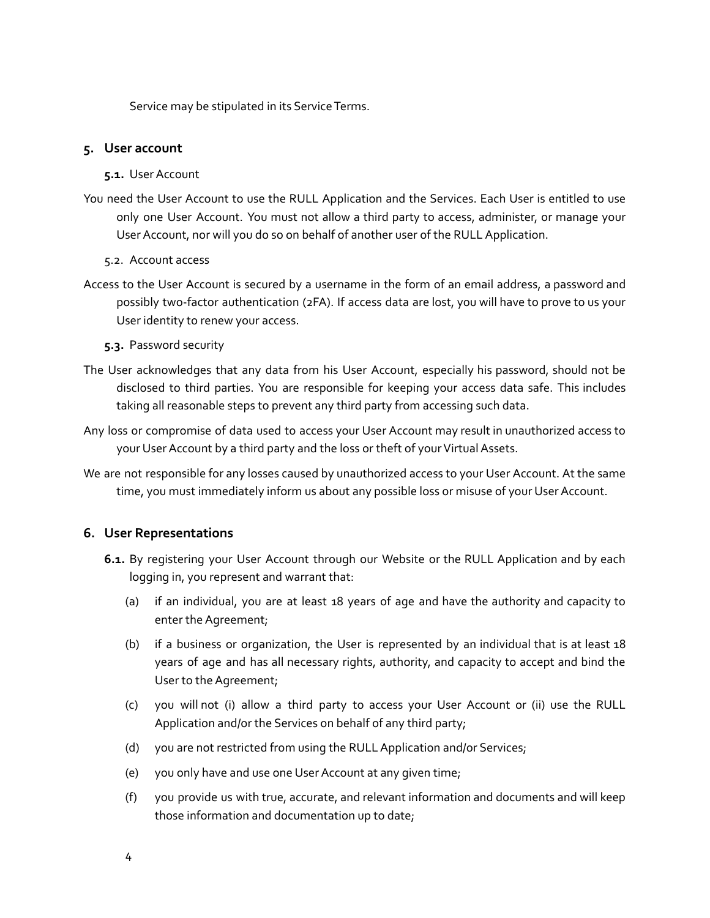Service may be stipulated in its Service Terms.

## 5. User account

**5.1.** User Account

You need the User Account to use the RULL Application and the Services. Each User is entitled to use only one User Account. You must not allow a third party to access, administer, or manage your User Account, nor will you do so on behalf of another user of the RULL Application.

5.2. Account access

Access to the User Account is secured by a username in the form of an email address, a password and possibly two-factor authentication (2FA). If access data are lost, you will have to prove to us your User identity to renew your access.

**5.3.** Password security

The User acknowledges that any data from his User Account, especially his password, should not be disclosed to third parties. You are responsible for keeping your access data safe. This includes taking all reasonable steps to prevent any third party from accessing such data.

Any loss or compromise of data used to access your User Account may result in unauthorized access to your User Account by a third party and the loss or theft of your Virtual Assets.

We are not responsible for any losses caused by unauthorized access to your User Account. At the same time, you must immediately inform us about any possible loss or misuse of your User Account.

## 6. User Representations

**6.1.** By registering your User Account through our Website or the RULL Application and by each logging in, you represent and warrant that:

(a) if an individual, you are at least 18 years of age and have the authority and capacity to enter the Agreement;

(b) if a business or organization, the User is represented by an individual that is at least 18 years of age and has all necessary rights, authority, and capacity to accept and bind the User to the Agreement;

(c) you will not (i) allow a third party to access your User Account or (ii) use the RULL Application and/or the Services on behalf of any third party;

(d) you are not restricted from using the RULL Application and/or Services;

(e) you only have and use one User Account at any given time;

(f) you provide us with true, accurate, and relevant information and documents and will keep those information and documentation up to date;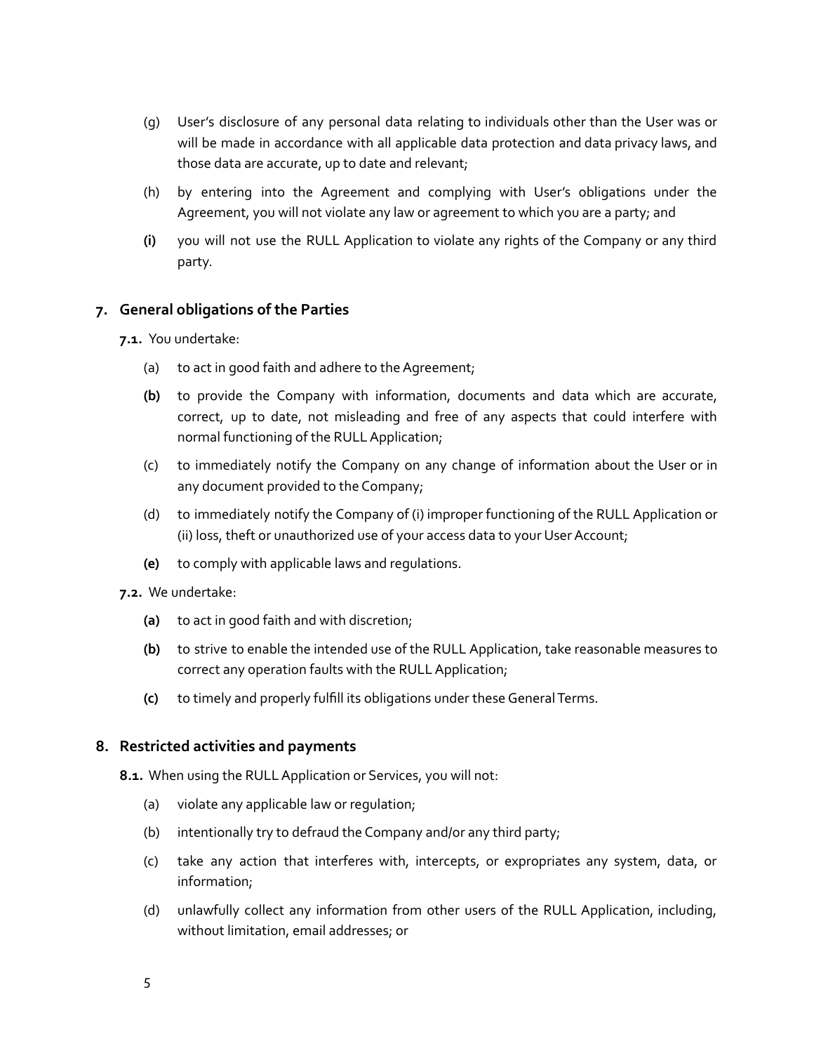(g) User's disclosure of any personal data relating to individuals other than the User was or will be made in accordance with all applicable data protection and data privacy laws, and those data are accurate, up to date and relevant;

(h) by entering into the Agreement and complying with User's obligations under the Agreement, you will not violate any law or agreement to which you are a party; and

**(i)** you will not use the RULL Application to violate any rights of the Company or any third party.

## 7. General obligations of the Parties

**7.1.** You undertake:

(a) to act in good faith and adhere to the Agreement;

**(b)** to provide the Company with information, documents and data which are accurate, correct, up to date, not misleading and free of any aspects that could interfere with normal functioning of the RULL Application;

(c) to immediately notify the Company on any change of information about the User or in any document provided to the Company;

(d) to immediately notify the Company of (i) improper functioning of the RULL Application or (ii) loss, theft or unauthorized use of your access data to your User Account;

**(e)** to comply with applicable laws and regulations.

**7.2.** We undertake:

**(a)** to act in good faith and with discretion;

**(b)** to strive to enable the intended use of the RULL Application, take reasonable measures to correct any operation faults with the RULL Application;

**(c)** to timely and properly fulfill its obligations under these General Terms.

## 8. Restricted activities and payments

**8.1.** When using the RULL Application or Services, you will not:

(a) violate any applicable law or regulation;

(b) intentionally try to defraud the Company and/or any third party;

(c) take any action that interferes with, intercepts, or expropriates any system, data, or information;

(d) unlawfully collect any information from other users of the RULL Application, including, without limitation, email addresses; or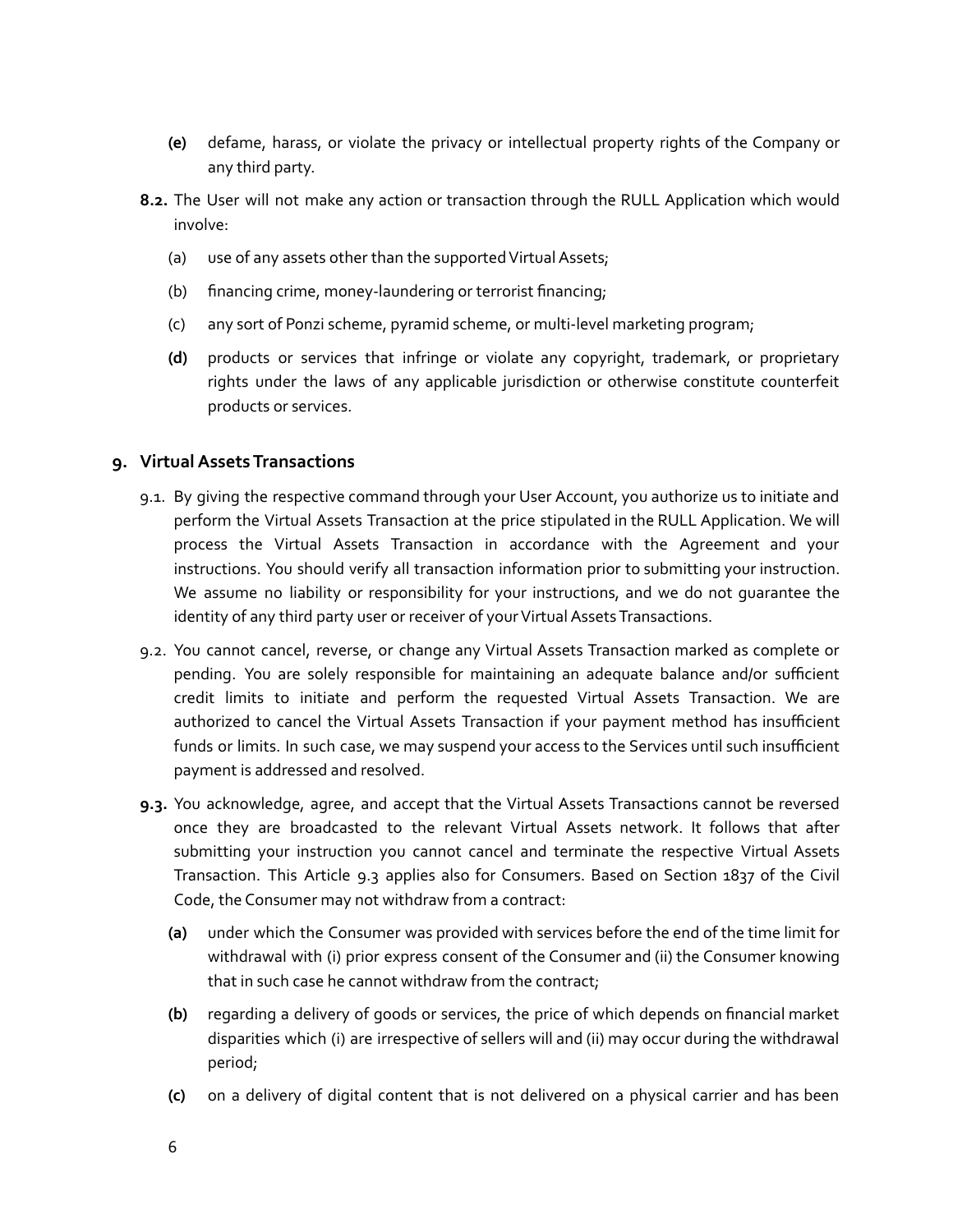**(e)** defame, harass, or violate the privacy or intellectual property rights of the Company or any third party.

**8.2.** The User will not make any action or transaction through the RULL Application which would involve:

(a) use of any assets other than the supported Virtual Assets;

(b) financing crime, money-laundering or terrorist financing;

(c) any sort of Ponzi scheme, pyramid scheme, or multi-level marketing program;

**(d)** products or services that infringe or violate any copyright, trademark, or proprietary rights under the laws of any applicable jurisdiction or otherwise constitute counterfeit products or services.

## 9. Virtual Assets Transactions

9.1. By giving the respective command through your User Account, you authorize us to initiate and perform the Virtual Assets Transaction at the price stipulated in the RULL Application. We will process the Virtual Assets Transaction in accordance with the Agreement and your instructions. You should verify all transaction information prior to submitting your instruction. We assume no liability or responsibility for your instructions, and we do not guarantee the identity of any third party user or receiver of your Virtual Assets Transactions.

9.2. You cannot cancel, reverse, or change any Virtual Assets Transaction marked as complete or pending. You are solely responsible for maintaining an adequate balance and/or sufficient credit limits to initiate and perform the requested Virtual Assets Transaction. We are authorized to cancel the Virtual Assets Transaction if your payment method has insufficient funds or limits. In such case, we may suspend your access to the Services until such insufficient payment is addressed and resolved.

**9.3.** You acknowledge, agree, and accept that the Virtual Assets Transactions cannot be reversed once they are broadcasted to the relevant Virtual Assets network. It follows that after submitting your instruction you cannot cancel and terminate the respective Virtual Assets Transaction. This Article 9.3 applies also for Consumers. Based on Section 1837 of the Civil Code, the Consumer may not withdraw from a contract:

**(a)** under which the Consumer was provided with services before the end of the time limit for withdrawal with (i) prior express consent of the Consumer and (ii) the Consumer knowing that in such case he cannot withdraw from the contract;

**(b)** regarding a delivery of goods or services, the price of which depends on financial market disparities which (i) are irrespective of sellers will and (ii) may occur during the withdrawal period;

**(c)** on a delivery of digital content that is not delivered on a physical carrier and has been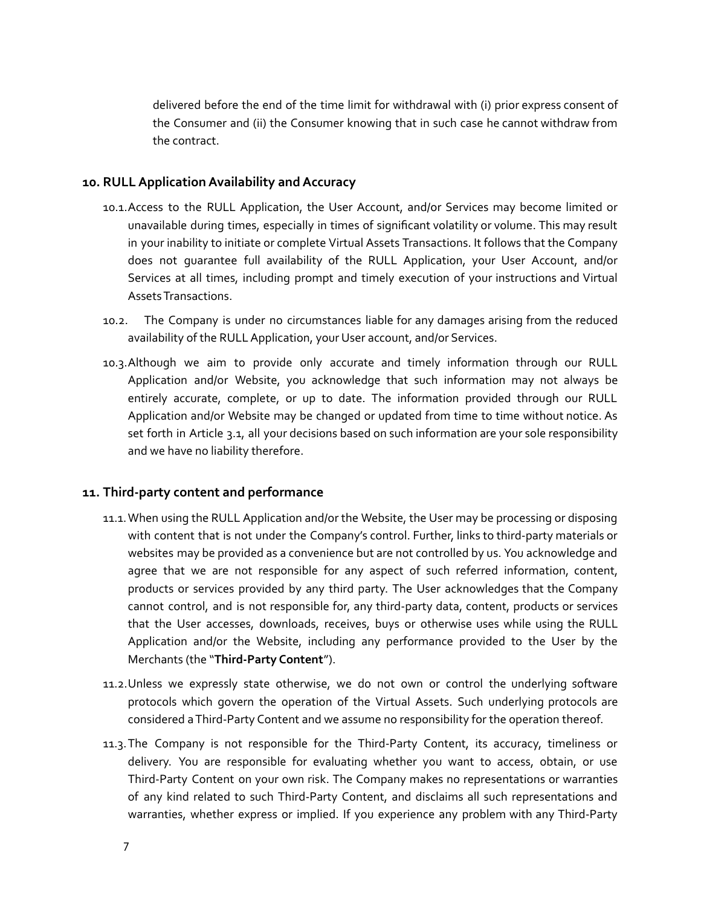delivered before the end of the time limit for withdrawal with (i) prior express consent of the Consumer and (ii) the Consumer knowing that in such case he cannot withdraw from the contract.

## 10. RULL Application Availability and Accuracy

10.1. Access to the RULL Application, the User Account, and/or Services may become limited or unavailable during times, especially in times of significant volatility or volume. This may result in your inability to initiate or complete Virtual Assets Transactions. It follows that the Company does not guarantee full availability of the RULL Application, your User Account, and/or Services at all times, including prompt and timely execution of your instructions and Virtual Assets Transactions.

10.2. The Company is under no circumstances liable for any damages arising from the reduced availability of the RULL Application, your User account, and/or Services.

10.3. Although we aim to provide only accurate and timely information through our RULL Application and/or Website, you acknowledge that such information may not always be entirely accurate, complete, or up to date. The information provided through our RULL Application and/or Website may be changed or updated from time to time without notice. As set forth in Article 3.1, all your decisions based on such information are your sole responsibility and we have no liability therefore.

## 11. Third-party content and performance

11.1. When using the RULL Application and/or the Website, the User may be processing or disposing with content that is not under the Company's control. Further, links to third-party materials or websites may be provided as a convenience but are not controlled by us. You acknowledge and agree that we are not responsible for any aspect of such referred information, content, products or services provided by any third party. The User acknowledges that the Company cannot control, and is not responsible for, any third-party data, content, products or services that the User accesses, downloads, receives, buys or otherwise uses while using the RULL Application and/or the Website, including any performance provided to the User by the Merchants (the "**Third-Party Content**").

11.2. Unless we expressly state otherwise, we do not own or control the underlying software protocols which govern the operation of the Virtual Assets. Such underlying protocols are considered a Third-Party Content and we assume no responsibility for the operation thereof.

11.3. The Company is not responsible for the Third-Party Content, its accuracy, timeliness or delivery. You are responsible for evaluating whether you want to access, obtain, or use Third-Party Content on your own risk. The Company makes no representations or warranties of any kind related to such Third-Party Content, and disclaims all such representations and warranties, whether express or implied. If you experience any problem with any Third-Party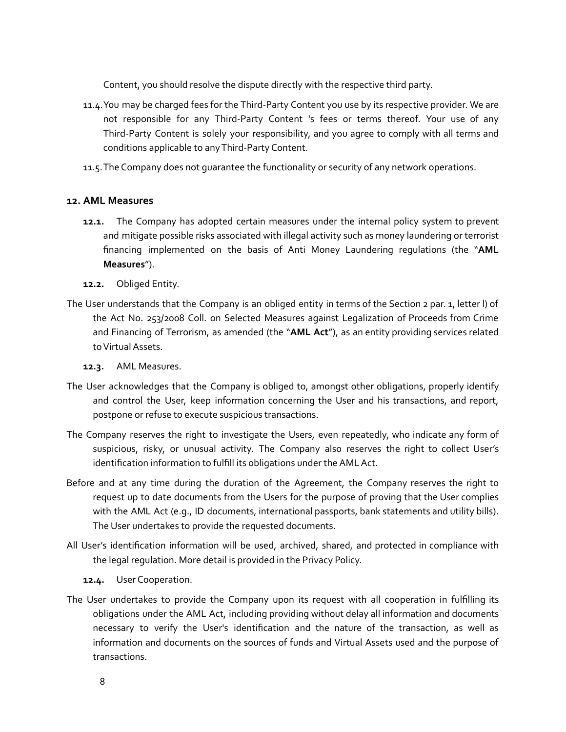Content, you should resolve the dispute directly with the respective third party.

11.4. You may be charged fees for the Third-Party Content you use by its respective provider. We are not responsible for any Third-Party Content 's fees or terms thereof. Your use of any Third-Party Content is solely your responsibility, and you agree to comply with all terms and conditions applicable to any Third-Party Content.

11.5. The Company does not guarantee the functionality or security of any network operations.

## 12. AML Measures

**12.1.** The Company has adopted certain measures under the internal policy system to prevent and mitigate possible risks associated with illegal activity such as money laundering or terrorist financing implemented on the basis of Anti Money Laundering regulations (the "**AML Measures**").

**12.2.** Obliged Entity.

The User understands that the Company is an obliged entity in terms of the Section 2 par. 1, letter l) of the Act No. 253/2008 Coll. on Selected Measures against Legalization of Proceeds from Crime and Financing of Terrorism, as amended (the "**AML Act**"), as an entity providing services related to Virtual Assets.

**12.3.** AML Measures.

The User acknowledges that the Company is obliged to, amongst other obligations, properly identify and control the User, keep information concerning the User and his transactions, and report, postpone or refuse to execute suspicious transactions.

The Company reserves the right to investigate the Users, even repeatedly, who indicate any form of suspicious, risky, or unusual activity. The Company also reserves the right to collect User's identification information to fulfill its obligations under the AML Act.

Before and at any time during the duration of the Agreement, the Company reserves the right to request up to date documents from the Users for the purpose of proving that the User complies with the AML Act (e.g., ID documents, international passports, bank statements and utility bills). The User undertakes to provide the requested documents.

All User's identification information will be used, archived, shared, and protected in compliance with the legal regulation. More detail is provided in the Privacy Policy.

**12.4.** User Cooperation.

The User undertakes to provide the Company upon its request with all cooperation in fulfilling its obligations under the AML Act, including providing without delay all information and documents necessary to verify the User's identification and the nature of the transaction, as well as information and documents on the sources of funds and Virtual Assets used and the purpose of transactions.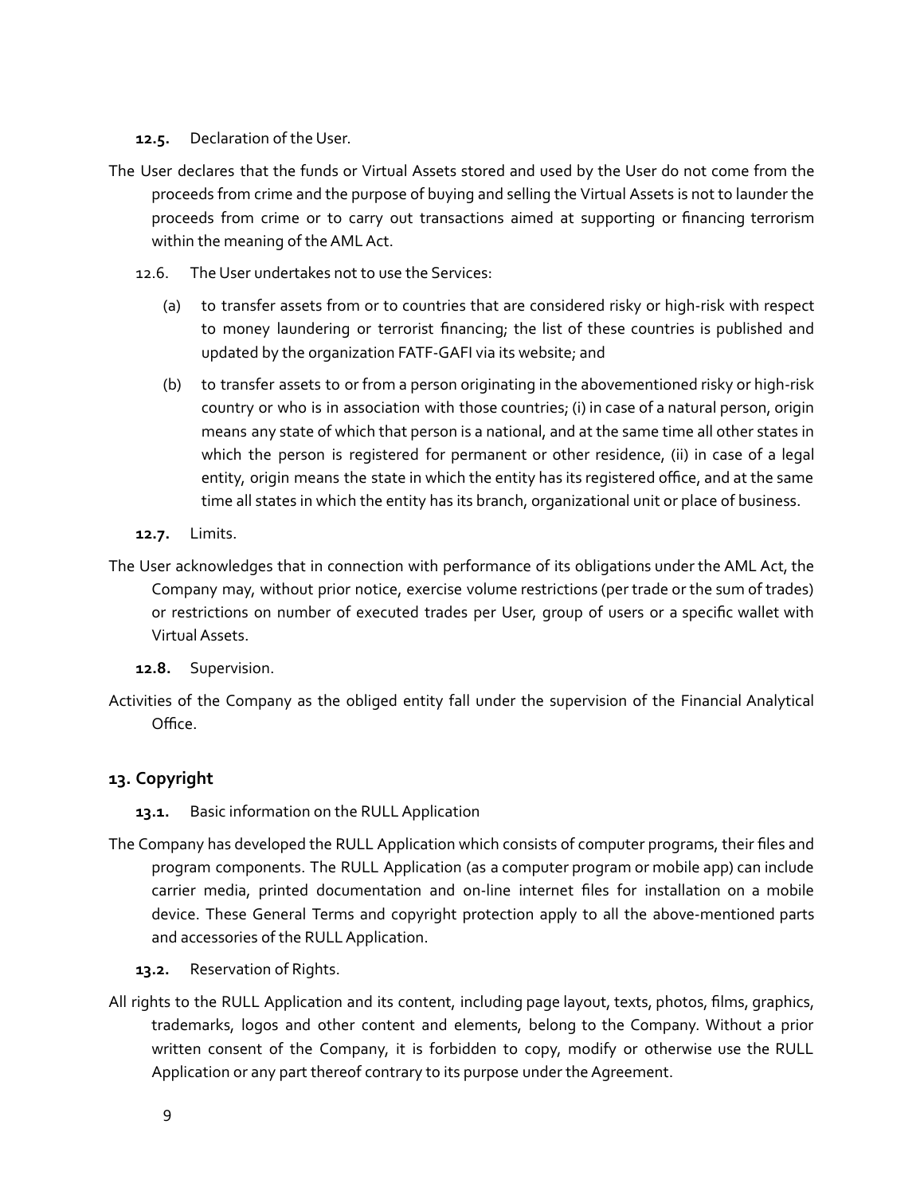**12.5.** Declaration of the User.

The User declares that the funds or Virtual Assets stored and used by the User do not come from the proceeds from crime and the purpose of buying and selling the Virtual Assets is not to launder the proceeds from crime or to carry out transactions aimed at supporting or financing terrorism within the meaning of the AML Act.

12.6. The User undertakes not to use the Services:

(a) to transfer assets from or to countries that are considered risky or high-risk with respect to money laundering or terrorist financing; the list of these countries is published and updated by the organization FATF-GAFI via its website; and

(b) to transfer assets to or from a person originating in the abovementioned risky or high-risk country or who is in association with those countries; (i) in case of a natural person, origin means any state of which that person is a national, and at the same time all other states in which the person is registered for permanent or other residence, (ii) in case of a legal entity, origin means the state in which the entity has its registered office, and at the same time all states in which the entity has its branch, organizational unit or place of business.

**12.7.** Limits.

The User acknowledges that in connection with performance of its obligations under the AML Act, the Company may, without prior notice, exercise volume restrictions (per trade or the sum of trades) or restrictions on number of executed trades per User, group of users or a specific wallet with Virtual Assets.

**12.8.** Supervision.

Activities of the Company as the obliged entity fall under the supervision of the Financial Analytical Office.

## 13. Copyright

**13.1.** Basic information on the RULL Application

The Company has developed the RULL Application which consists of computer programs, their files and program components. The RULL Application (as a computer program or mobile app) can include carrier media, printed documentation and on-line internet files for installation on a mobile device. These General Terms and copyright protection apply to all the above-mentioned parts and accessories of the RULL Application.

**13.2.** Reservation of Rights.

All rights to the RULL Application and its content, including page layout, texts, photos, films, graphics, trademarks, logos and other content and elements, belong to the Company. Without a prior written consent of the Company, it is forbidden to copy, modify or otherwise use the RULL Application or any part thereof contrary to its purpose under the Agreement.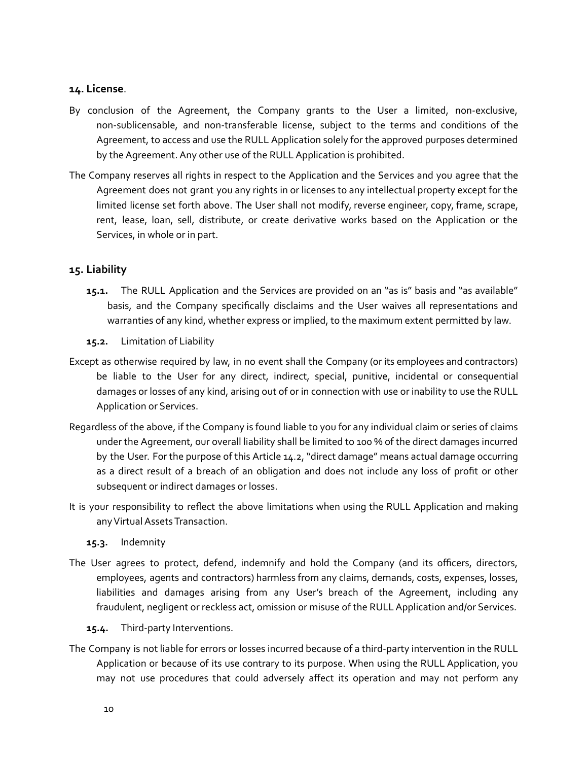## 14. License.

By conclusion of the Agreement, the Company grants to the User a limited, non-exclusive, non-sublicensable, and non-transferable license, subject to the terms and conditions of the Agreement, to access and use the RULL Application solely for the approved purposes determined by the Agreement. Any other use of the RULL Application is prohibited.

The Company reserves all rights in respect to the Application and the Services and you agree that the Agreement does not grant you any rights in or licenses to any intellectual property except for the limited license set forth above. The User shall not modify, reverse engineer, copy, frame, scrape, rent, lease, loan, sell, distribute, or create derivative works based on the Application or the Services, in whole or in part.

## 15. Liability

**15.1.** The RULL Application and the Services are provided on an "as is" basis and "as available" basis, and the Company specifically disclaims and the User waives all representations and warranties of any kind, whether express or implied, to the maximum extent permitted by law.

**15.2.** Limitation of Liability

Except as otherwise required by law, in no event shall the Company (or its employees and contractors) be liable to the User for any direct, indirect, special, punitive, incidental or consequential damages or losses of any kind, arising out of or in connection with use or inability to use the RULL Application or Services.

Regardless of the above, if the Company is found liable to you for any individual claim or series of claims under the Agreement, our overall liability shall be limited to 100 % of the direct damages incurred by the User. For the purpose of this Article 14.2, "direct damage" means actual damage occurring as a direct result of a breach of an obligation and does not include any loss of profit or other subsequent or indirect damages or losses.

It is your responsibility to reflect the above limitations when using the RULL Application and making any Virtual Assets Transaction.

**15.3.** Indemnity

The User agrees to protect, defend, indemnify and hold the Company (and its officers, directors, employees, agents and contractors) harmless from any claims, demands, costs, expenses, losses, liabilities and damages arising from any User's breach of the Agreement, including any fraudulent, negligent or reckless act, omission or misuse of the RULL Application and/or Services.

**15.4.** Third-party Interventions.

The Company is not liable for errors or losses incurred because of a third-party intervention in the RULL Application or because of its use contrary to its purpose. When using the RULL Application, you may not use procedures that could adversely affect its operation and may not perform any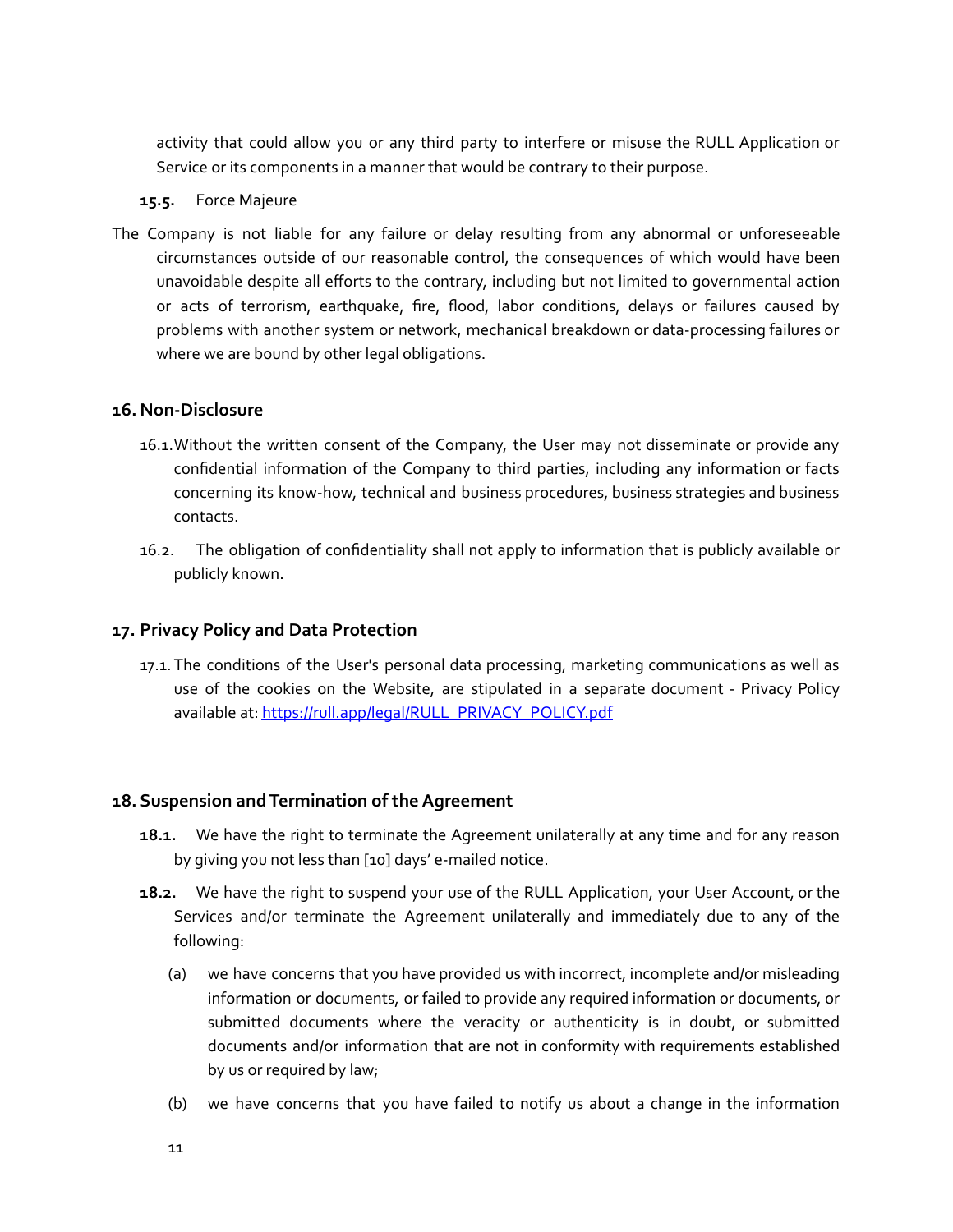activity that could allow you or any third party to interfere or misuse the RULL Application or Service or its components in a manner that would be contrary to their purpose.

**15.5.** Force Majeure

The Company is not liable for any failure or delay resulting from any abnormal or unforeseeable circumstances outside of our reasonable control, the consequences of which would have been unavoidable despite all efforts to the contrary, including but not limited to governmental action or acts of terrorism, earthquake, fire, flood, labor conditions, delays or failures caused by problems with another system or network, mechanical breakdown or data-processing failures or where we are bound by other legal obligations.

## 16. Non-Disclosure

16.1. Without the written consent of the Company, the User may not disseminate or provide any confidential information of the Company to third parties, including any information or facts concerning its know-how, technical and business procedures, business strategies and business contacts.

16.2. The obligation of confidentiality shall not apply to information that is publicly available or publicly known.

## 17. Privacy Policy and Data Protection

17.1. The conditions of the User's personal data processing, marketing communications as well as use of the cookies on the Website, are stipulated in a separate document - Privacy Policy available at: [https://rull.app/legal/RULL_PRIVACY_POLICY.pdf](https://rull.app/legal/RULL_PRIVACY_POLICY.pdf)

## 18. Suspension and Termination of the Agreement

**18.1.** We have the right to terminate the Agreement unilaterally at any time and for any reason by giving you not less than [10] days' e-mailed notice.

**18.2.** We have the right to suspend your use of the RULL Application, your User Account, or the Services and/or terminate the Agreement unilaterally and immediately due to any of the following:

(a) we have concerns that you have provided us with incorrect, incomplete and/or misleading information or documents, or failed to provide any required information or documents, or submitted documents where the veracity or authenticity is in doubt, or submitted documents and/or information that are not in conformity with requirements established by us or required by law;

(b) we have concerns that you have failed to notify us about a change in the information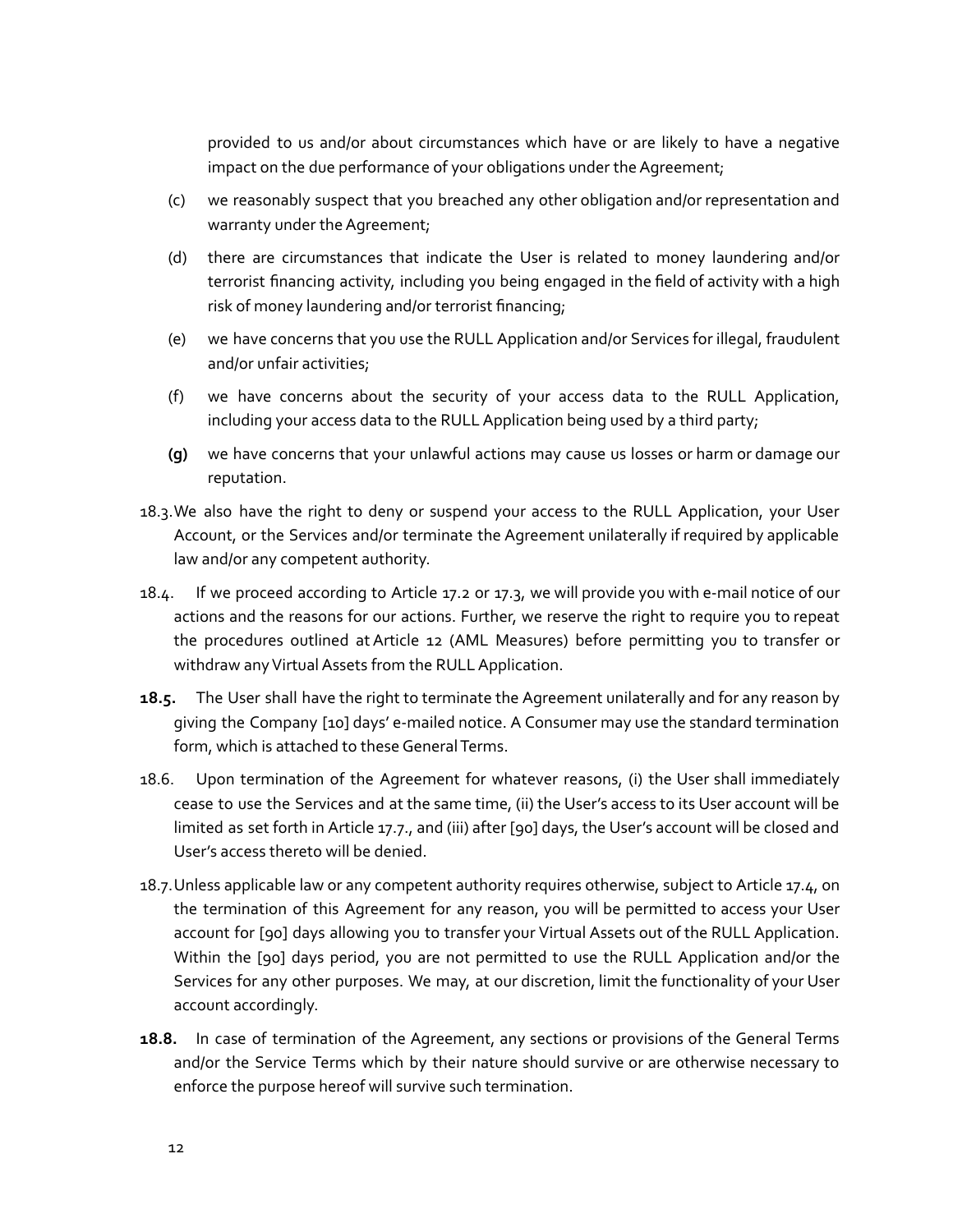provided to us and/or about circumstances which have or are likely to have a negative impact on the due performance of your obligations under the Agreement;

(c) we reasonably suspect that you breached any other obligation and/or representation and warranty under the Agreement;

(d) there are circumstances that indicate the User is related to money laundering and/or terrorist financing activity, including you being engaged in the field of activity with a high risk of money laundering and/or terrorist financing;

(e) we have concerns that you use the RULL Application and/or Services for illegal, fraudulent and/or unfair activities;

(f) we have concerns about the security of your access data to the RULL Application, including your access data to the RULL Application being used by a third party;

**(g)** we have concerns that your unlawful actions may cause us losses or harm or damage our reputation.

18.3. We also have the right to deny or suspend your access to the RULL Application, your User Account, or the Services and/or terminate the Agreement unilaterally if required by applicable law and/or any competent authority.

18.4. If we proceed according to Article 17.2 or 17.3, we will provide you with e-mail notice of our actions and the reasons for our actions. Further, we reserve the right to require you to repeat the procedures outlined at Article 12 (AML Measures) before permitting you to transfer or withdraw any Virtual Assets from the RULL Application.

**18.5.** The User shall have the right to terminate the Agreement unilaterally and for any reason by giving the Company [10] days' e-mailed notice. A Consumer may use the standard termination form, which is attached to these General Terms.

18.6. Upon termination of the Agreement for whatever reasons, (i) the User shall immediately cease to use the Services and at the same time, (ii) the User's access to its User account will be limited as set forth in Article 17.7., and (iii) after [90] days, the User's account will be closed and User's access thereto will be denied.

18.7. Unless applicable law or any competent authority requires otherwise, subject to Article 17.4, on the termination of this Agreement for any reason, you will be permitted to access your User account for [90] days allowing you to transfer your Virtual Assets out of the RULL Application. Within the [90] days period, you are not permitted to use the RULL Application and/or the Services for any other purposes. We may, at our discretion, limit the functionality of your User account accordingly.

**18.8.** In case of termination of the Agreement, any sections or provisions of the General Terms and/or the Service Terms which by their nature should survive or are otherwise necessary to enforce the purpose hereof will survive such termination.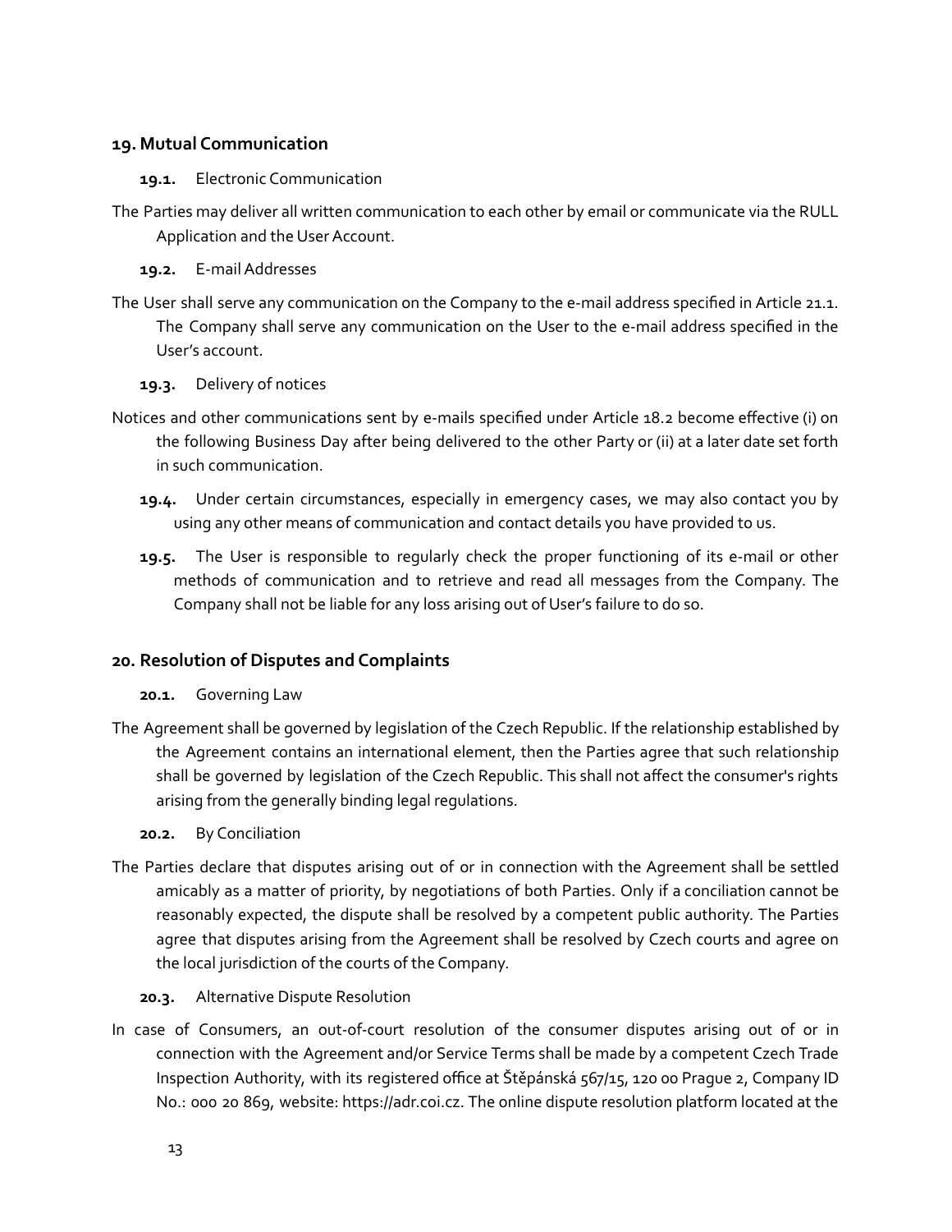## 19. Mutual Communication

**19.1.** Electronic Communication

The Parties may deliver all written communication to each other by email or communicate via the RULL Application and the User Account.

**19.2.** E-mail Addresses

The User shall serve any communication on the Company to the e-mail address specified in Article 21.1. The Company shall serve any communication on the User to the e-mail address specified in the User's account.

**19.3.** Delivery of notices

Notices and other communications sent by e-mails specified under Article 18.2 become effective (i) on the following Business Day after being delivered to the other Party or (ii) at a later date set forth in such communication.

**19.4.** Under certain circumstances, especially in emergency cases, we may also contact you by using any other means of communication and contact details you have provided to us.

**19.5.** The User is responsible to regularly check the proper functioning of its e-mail or other methods of communication and to retrieve and read all messages from the Company. The Company shall not be liable for any loss arising out of User's failure to do so.

## 20. Resolution of Disputes and Complaints

**20.1.** Governing Law

The Agreement shall be governed by legislation of the Czech Republic. If the relationship established by the Agreement contains an international element, then the Parties agree that such relationship shall be governed by legislation of the Czech Republic. This shall not affect the consumer's rights arising from the generally binding legal regulations.

**20.2.** By Conciliation

The Parties declare that disputes arising out of or in connection with the Agreement shall be settled amicably as a matter of priority, by negotiations of both Parties. Only if a conciliation cannot be reasonably expected, the dispute shall be resolved by a competent public authority. The Parties agree that disputes arising from the Agreement shall be resolved by Czech courts and agree on the local jurisdiction of the courts of the Company.

**20.3.** Alternative Dispute Resolution

In case of Consumers, an out-of-court resolution of the consumer disputes arising out of or in connection with the Agreement and/or Service Terms shall be made by a competent Czech Trade Inspection Authority, with its registered office at Štěpánská 567/15, 120 00 Prague 2, Company ID No.: 000 20 869, website: https://adr.coi.cz. The online dispute resolution platform located at the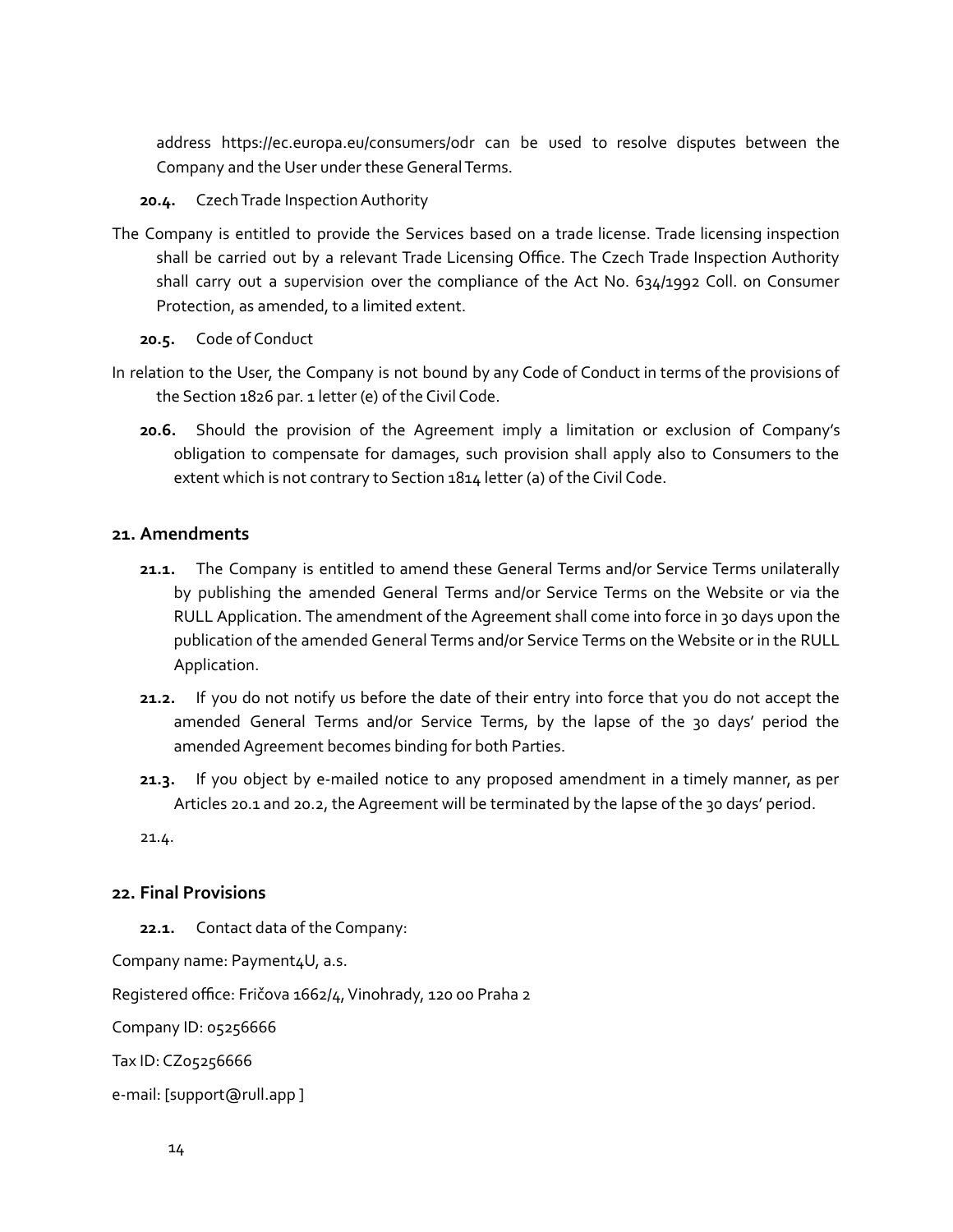address https://ec.europa.eu/consumers/odr can be used to resolve disputes between the Company and the User under these General Terms.

**20.4.** Czech Trade Inspection Authority

The Company is entitled to provide the Services based on a trade license. Trade licensing inspection shall be carried out by a relevant Trade Licensing Office. The Czech Trade Inspection Authority shall carry out a supervision over the compliance of the Act No. 634/1992 Coll. on Consumer Protection, as amended, to a limited extent.

**20.5.** Code of Conduct

In relation to the User, the Company is not bound by any Code of Conduct in terms of the provisions of the Section 1826 par. 1 letter (e) of the Civil Code.

**20.6.** Should the provision of the Agreement imply a limitation or exclusion of Company's obligation to compensate for damages, such provision shall apply also to Consumers to the extent which is not contrary to Section 1814 letter (a) of the Civil Code.

## 21. Amendments

**21.1.** The Company is entitled to amend these General Terms and/or Service Terms unilaterally by publishing the amended General Terms and/or Service Terms on the Website or via the RULL Application. The amendment of the Agreement shall come into force in 30 days upon the publication of the amended General Terms and/or Service Terms on the Website or in the RULL Application.

**21.2.** If you do not notify us before the date of their entry into force that you do not accept the amended General Terms and/or Service Terms, by the lapse of the 30 days' period the amended Agreement becomes binding for both Parties.

**21.3.** If you object by e-mailed notice to any proposed amendment in a timely manner, as per Articles 20.1 and 20.2, the Agreement will be terminated by the lapse of the 30 days' period.

21.4.

## 22. Final Provisions

**22.1.** Contact data of the Company:

Company name: Payment4U, a.s.

Registered office: Fričova 1662/4, Vinohrady, 120 00 Praha 2

Company ID: 05256666

Tax ID: CZ05256666

e-mail: [support@rull.app ]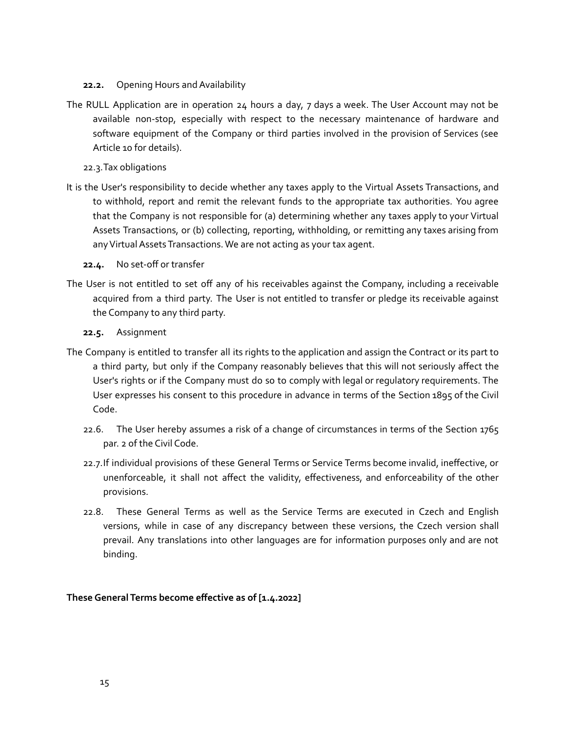**22.2.** Opening Hours and Availability

The RULL Application are in operation 24 hours a day, 7 days a week. The User Account may not be available non-stop, especially with respect to the necessary maintenance of hardware and software equipment of the Company or third parties involved in the provision of Services (see Article 10 for details).

22.3. Tax obligations

It is the User's responsibility to decide whether any taxes apply to the Virtual Assets Transactions, and to withhold, report and remit the relevant funds to the appropriate tax authorities. You agree that the Company is not responsible for (a) determining whether any taxes apply to your Virtual Assets Transactions, or (b) collecting, reporting, withholding, or remitting any taxes arising from any Virtual Assets Transactions. We are not acting as your tax agent.

**22.4.** No set-off or transfer

The User is not entitled to set off any of his receivables against the Company, including a receivable acquired from a third party. The User is not entitled to transfer or pledge its receivable against the Company to any third party.

**22.5.** Assignment

The Company is entitled to transfer all its rights to the application and assign the Contract or its part to a third party, but only if the Company reasonably believes that this will not seriously affect the User's rights or if the Company must do so to comply with legal or regulatory requirements. The User expresses his consent to this procedure in advance in terms of the Section 1895 of the Civil Code.

22.6. The User hereby assumes a risk of a change of circumstances in terms of the Section 1765 par. 2 of the Civil Code.

22.7. If individual provisions of these General Terms or Service Terms become invalid, ineffective, or unenforceable, it shall not affect the validity, effectiveness, and enforceability of the other provisions.

22.8. These General Terms as well as the Service Terms are executed in Czech and English versions, while in case of any discrepancy between these versions, the Czech version shall prevail. Any translations into other languages are for information purposes only and are not binding.

**These General Terms become effective as of [1.4.2022]**